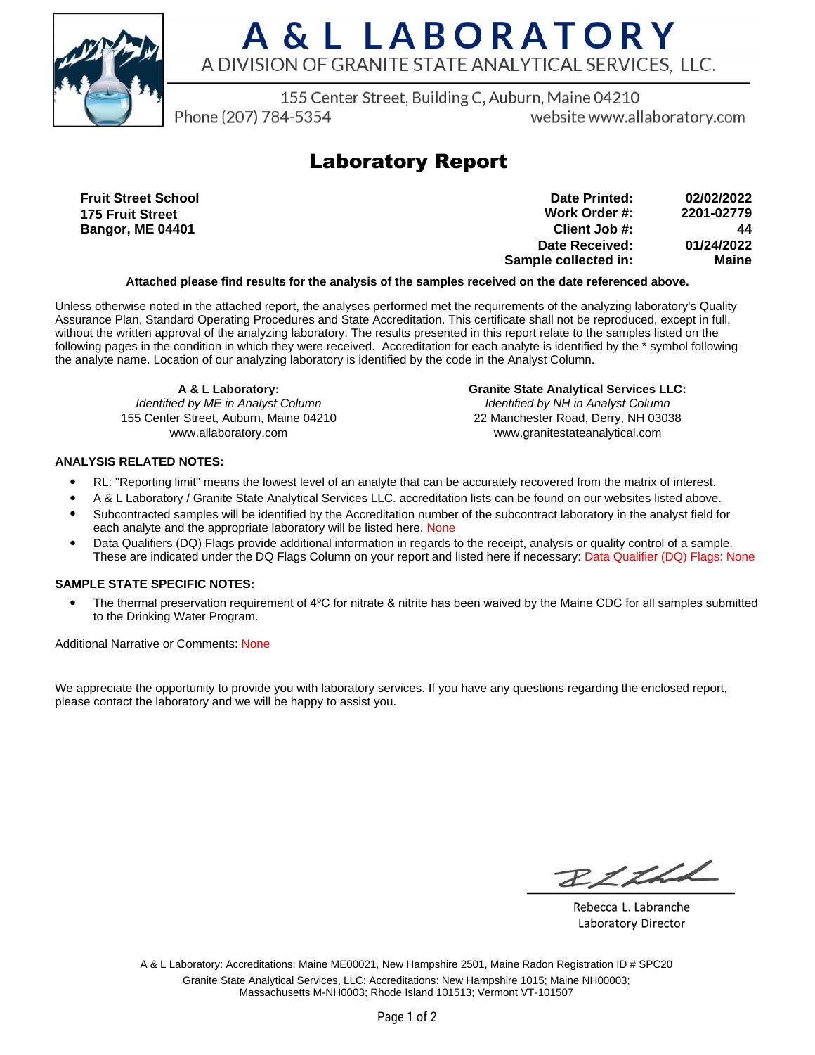# A & L LABORATORY

A DIVISION OF GRANITE STATE ANALYTICAL SERVICES, LLC.

155 Center Street, Building C, Auburn, Maine 04210

Phone (207) 784-5354 website www.allaboratory.com

## Laboratory Report

**Fruit Street School**
**175 Fruit Street**
**Bangor, ME 04401**

| | |
|---|---|
| **Date Printed:** | **02/02/2022** |
| **Work Order #:** | **2201-02779** |
| **Client Job #:** | **44** |
| **Date Received:** | **01/24/2022** |
| **Sample collected in:** | **Maine** |

**Attached please find results for the analysis of the samples received on the date referenced above.**

Unless otherwise noted in the attached report, the analyses performed met the requirements of the analyzing laboratory's Quality Assurance Plan, Standard Operating Procedures and State Accreditation. This certificate shall not be reproduced, except in full, without the written approval of the analyzing laboratory. The results presented in this report relate to the samples listed on the following pages in the condition in which they were received. Accreditation for each analyte is identified by the * symbol following the analyte name. Location of our analyzing laboratory is identified by the code in the Analyst Column.

**A & L Laboratory:**
*Identified by ME in Analyst Column*
155 Center Street, Auburn, Maine 04210
www.allaboratory.com

**Granite State Analytical Services LLC:**
*Identified by NH in Analyst Column*
22 Manchester Road, Derry, NH 03038
www.granitestateanalytical.com

**ANALYSIS RELATED NOTES:**

- RL: "Reporting limit" means the lowest level of an analyte that can be accurately recovered from the matrix of interest.
- A & L Laboratory / Granite State Analytical Services LLC. accreditation lists can be found on our websites listed above.
- Subcontracted samples will be identified by the Accreditation number of the subcontract laboratory in the analyst field for each analyte and the appropriate laboratory will be listed here. None
- Data Qualifiers (DQ) Flags provide additional information in regards to the receipt, analysis or quality control of a sample. These are indicated under the DQ Flags Column on your report and listed here if necessary: Data Qualifier (DQ) Flags: None

**SAMPLE STATE SPECIFIC NOTES:**

- The thermal preservation requirement of 4ºC for nitrate & nitrite has been waived by the Maine CDC for all samples submitted to the Drinking Water Program.

Additional Narrative or Comments: None

We appreciate the opportunity to provide you with laboratory services. If you have any questions regarding the enclosed report, please contact the laboratory and we will be happy to assist you.

Rebecca L. Labranche
Laboratory Director

A & L Laboratory: Accreditations: Maine ME00021, New Hampshire 2501, Maine Radon Registration ID # SPC20
Granite State Analytical Services, LLC: Accreditations: New Hampshire 1015; Maine NH00003; Massachusetts M-NH0003; Rhode Island 101513; Vermont VT-101507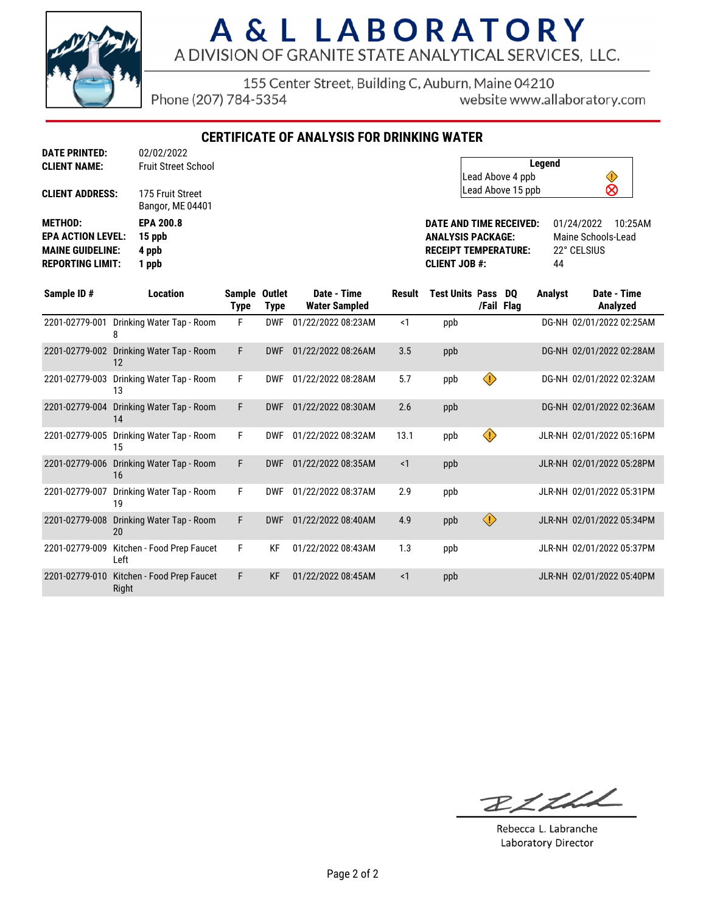# A & L LABORATORY

A DIVISION OF GRANITE STATE ANALYTICAL SERVICES, LLC.

155 Center Street, Building C, Auburn, Maine 04210

Phone (207) 784-5354 website www.allaboratory.com

## CERTIFICATE OF ANALYSIS FOR DRINKING WATER

**DATE PRINTED:** 02/02/2022
**CLIENT NAME:** Fruit Street School
**CLIENT ADDRESS:** 175 Fruit Street, Bangor, ME 04401

| Legend | |
|---|---|
| Lead Above 4 ppb | ⚠ |
| Lead Above 15 ppb | ⊗ |

**METHOD:** **EPA 200.8**
**EPA ACTION LEVEL:** **15 ppb**
**MAINE GUIDELINE:** **4 ppb**
**REPORTING LIMIT:** **1 ppb**

**DATE AND TIME RECEIVED:** 01/24/2022 10:25AM
**ANALYSIS PACKAGE:** Maine Schools-Lead
**RECEIPT TEMPERATURE:** 22° CELSIUS
**CLIENT JOB #:** 44

| Sample ID # | Location | Sample Type | Outlet Type | Date - Time Water Sampled | Result | Test Units | Pass /Fail | DQ Flag | Analyst | Date - Time Analyzed |
|---|---|---|---|---|---|---|---|---|---|---|
| 2201-02779-001 | Drinking Water Tap - Room 8 | F | DWF | 01/22/2022 08:23AM | <1 | ppb | | | DG-NH | 02/01/2022 02:25AM |
| 2201-02779-002 | Drinking Water Tap - Room 12 | F | DWF | 01/22/2022 08:26AM | 3.5 | ppb | | | DG-NH | 02/01/2022 02:28AM |
| 2201-02779-003 | Drinking Water Tap - Room 13 | F | DWF | 01/22/2022 08:28AM | 5.7 | ppb | ⚠ | | DG-NH | 02/01/2022 02:32AM |
| 2201-02779-004 | Drinking Water Tap - Room 14 | F | DWF | 01/22/2022 08:30AM | 2.6 | ppb | | | DG-NH | 02/01/2022 02:36AM |
| 2201-02779-005 | Drinking Water Tap - Room 15 | F | DWF | 01/22/2022 08:32AM | 13.1 | ppb | ⚠ | | JLR-NH | 02/01/2022 05:16PM |
| 2201-02779-006 | Drinking Water Tap - Room 16 | F | DWF | 01/22/2022 08:35AM | <1 | ppb | | | JLR-NH | 02/01/2022 05:28PM |
| 2201-02779-007 | Drinking Water Tap - Room 19 | F | DWF | 01/22/2022 08:37AM | 2.9 | ppb | | | JLR-NH | 02/01/2022 05:31PM |
| 2201-02779-008 | Drinking Water Tap - Room 20 | F | DWF | 01/22/2022 08:40AM | 4.9 | ppb | ⚠ | | JLR-NH | 02/01/2022 05:34PM |
| 2201-02779-009 | Kitchen - Food Prep Faucet Left | F | KF | 01/22/2022 08:43AM | 1.3 | ppb | | | JLR-NH | 02/01/2022 05:37PM |
| 2201-02779-010 | Kitchen - Food Prep Faucet Right | F | KF | 01/22/2022 08:45AM | <1 | ppb | | | JLR-NH | 02/01/2022 05:40PM |

Rebecca L. Labranche
Laboratory Director